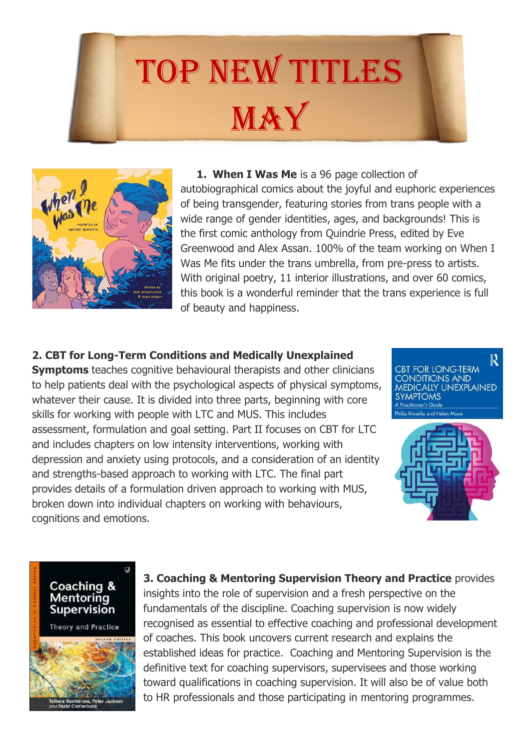# TOP NEW TITLES MAY

1. **When I Was Me** is a 96 page collection of autobiographical comics about the joyful and euphoric experiences of being transgender, featuring stories from trans people with a wide range of gender identities, ages, and backgrounds! This is the first comic anthology from Quindrie Press, edited by Eve Greenwood and Alex Assan. 100% of the team working on When I Was Me fits under the trans umbrella, from pre-press to artists. With original poetry, 11 interior illustrations, and over 60 comics, this book is a wonderful reminder that the trans experience is full of beauty and happiness.

**2. CBT for Long-Term Conditions and Medically Unexplained Symptoms** teaches cognitive behavioural therapists and other clinicians to help patients deal with the psychological aspects of physical symptoms, whatever their cause. It is divided into three parts, beginning with core skills for working with people with LTC and MUS. This includes assessment, formulation and goal setting. Part II focuses on CBT for LTC and includes chapters on low intensity interventions, working with depression and anxiety using protocols, and a consideration of an identity and strengths-based approach to working with LTC. The final part provides details of a formulation driven approach to working with MUS, broken down into individual chapters on working with behaviours, cognitions and emotions.

**3. Coaching & Mentoring Supervision Theory and Practice** provides insights into the role of supervision and a fresh perspective on the fundamentals of the discipline. Coaching supervision is now widely recognised as essential to effective coaching and professional development of coaches. This book uncovers current research and explains the established ideas for practice. Coaching and Mentoring Supervision is the definitive text for coaching supervisors, supervisees and those working toward qualifications in coaching supervision. It will also be of value both to HR professionals and those participating in mentoring programmes.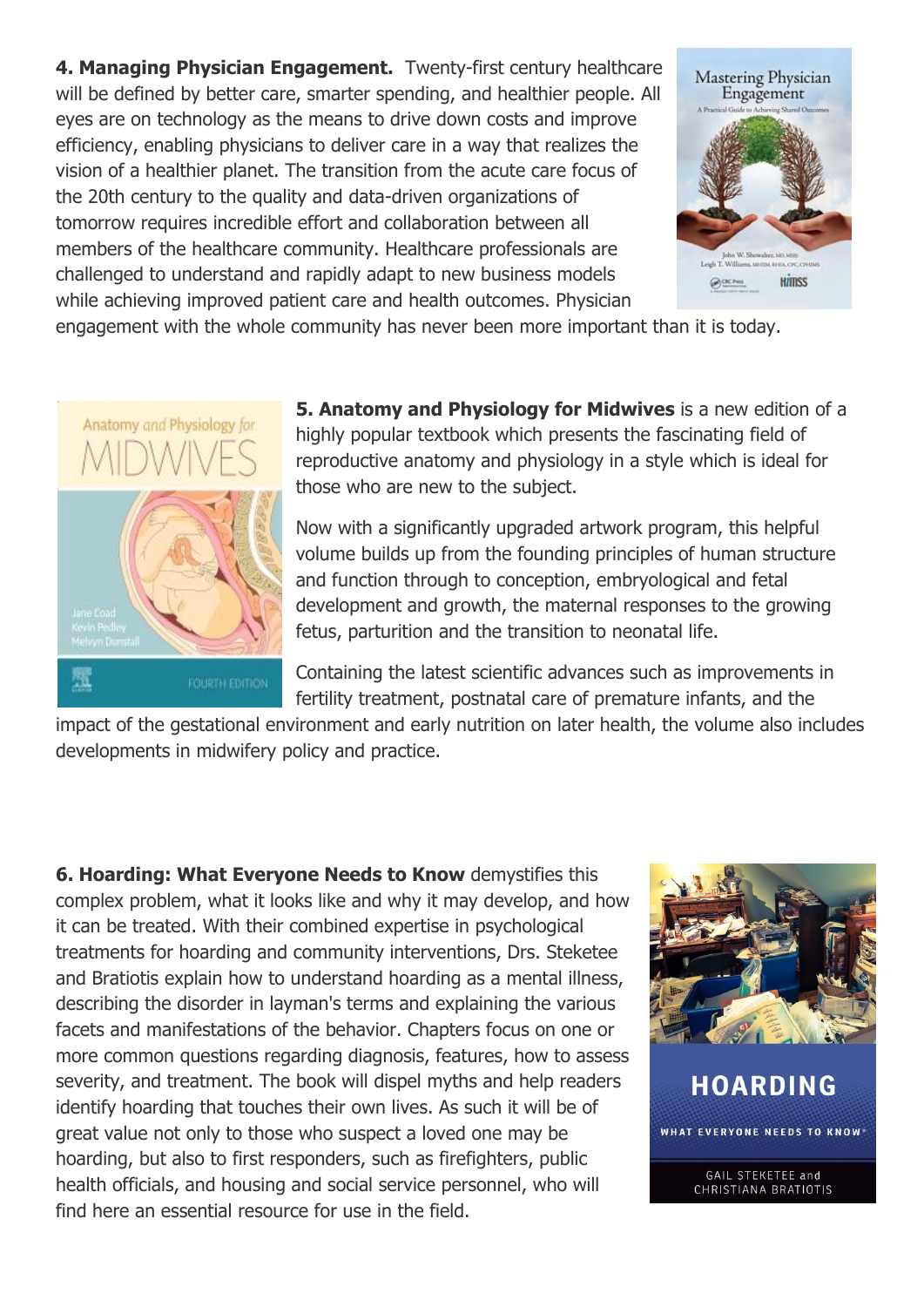**4. Managing Physician Engagement.** Twenty-first century healthcare will be defined by better care, smarter spending, and healthier people. All eyes are on technology as the means to drive down costs and improve efficiency, enabling physicians to deliver care in a way that realizes the vision of a healthier planet. The transition from the acute care focus of the 20th century to the quality and data-driven organizations of tomorrow requires incredible effort and collaboration between all members of the healthcare community. Healthcare professionals are challenged to understand and rapidly adapt to new business models while achieving improved patient care and health outcomes. Physician engagement with the whole community has never been more important than it is today.

**5. Anatomy and Physiology for Midwives** is a new edition of a highly popular textbook which presents the fascinating field of reproductive anatomy and physiology in a style which is ideal for those who are new to the subject.

Now with a significantly upgraded artwork program, this helpful volume builds up from the founding principles of human structure and function through to conception, embryological and fetal development and growth, the maternal responses to the growing fetus, parturition and the transition to neonatal life.

Containing the latest scientific advances such as improvements in fertility treatment, postnatal care of premature infants, and the impact of the gestational environment and early nutrition on later health, the volume also includes developments in midwifery policy and practice.

**6. Hoarding: What Everyone Needs to Know** demystifies this complex problem, what it looks like and why it may develop, and how it can be treated. With their combined expertise in psychological treatments for hoarding and community interventions, Drs. Steketee and Bratiotis explain how to understand hoarding as a mental illness, describing the disorder in layman's terms and explaining the various facets and manifestations of the behavior. Chapters focus on one or more common questions regarding diagnosis, features, how to assess severity, and treatment. The book will dispel myths and help readers identify hoarding that touches their own lives. As such it will be of great value not only to those who suspect a loved one may be hoarding, but also to first responders, such as firefighters, public health officials, and housing and social service personnel, who will find here an essential resource for use in the field.